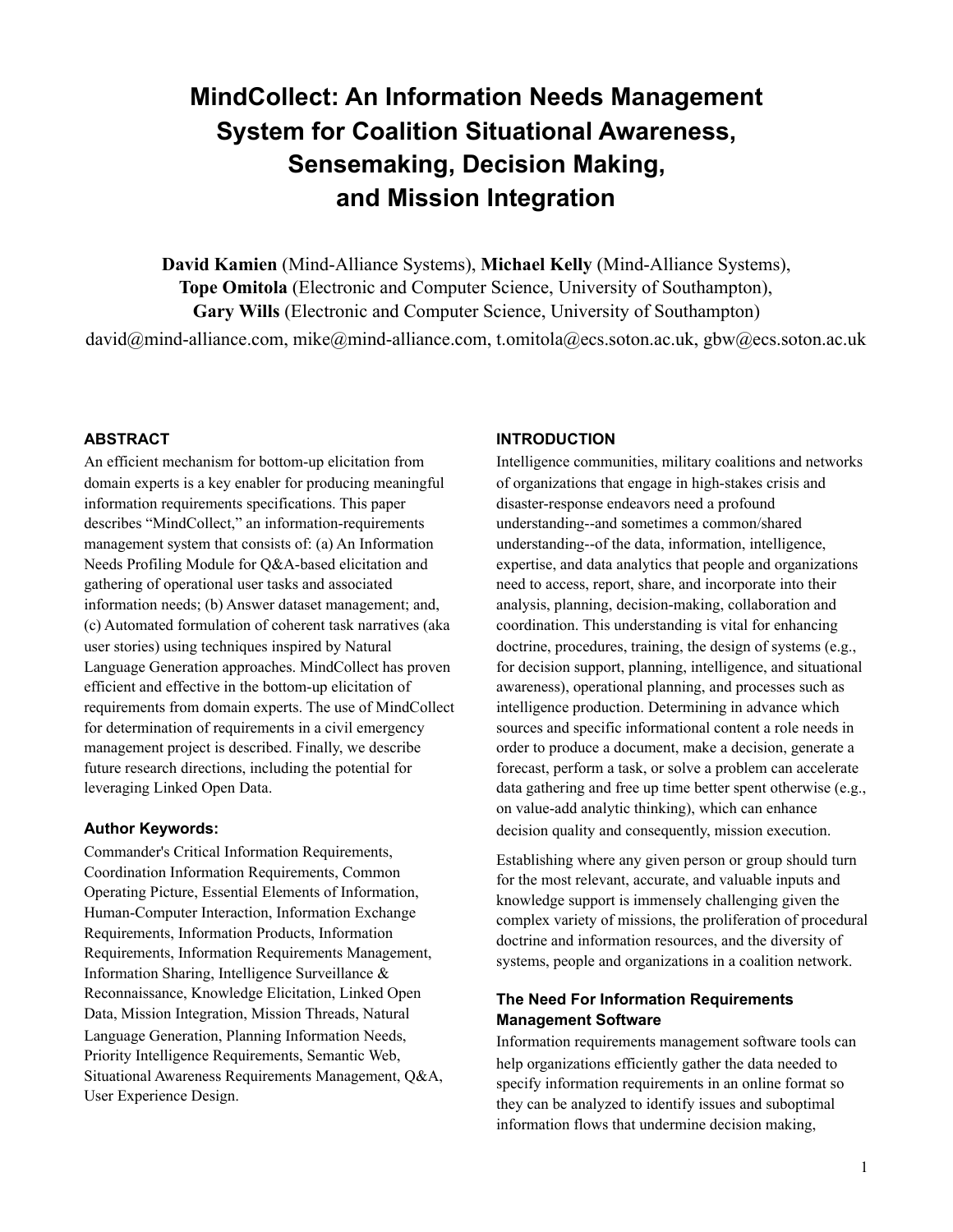# MindCollect: An Information Needs Management System for Coalition Situational Awareness, Sensemaking, Decision Making, and Mission Integration

**David Kamien** (Mind-Alliance Systems), **Michael Kelly** (Mind-Alliance Systems), **Tope Omitola** (Electronic and Computer Science, University of Southampton), **Gary Wills** (Electronic and Computer Science, University of Southampton)

david@mind-alliance.com, mike@mind-alliance.com, t.omitola@ecs.soton.ac.uk, gbw@ecs.soton.ac.uk

## ABSTRACT

An efficient mechanism for bottom-up elicitation from domain experts is a key enabler for producing meaningful information requirements specifications. This paper describes "MindCollect," an information-requirements management system that consists of: (a) An Information Needs Profiling Module for Q&A-based elicitation and gathering of operational user tasks and associated information needs; (b) Answer dataset management; and, (c) Automated formulation of coherent task narratives (aka user stories) using techniques inspired by Natural Language Generation approaches. MindCollect has proven efficient and effective in the bottom-up elicitation of requirements from domain experts. The use of MindCollect for determination of requirements in a civil emergency management project is described. Finally, we describe future research directions, including the potential for leveraging Linked Open Data.

### Author Keywords:

Commander's Critical Information Requirements, Coordination Information Requirements, Common Operating Picture, Essential Elements of Information, Human-Computer Interaction, Information Exchange Requirements, Information Products, Information Requirements, Information Requirements Management, Information Sharing, Intelligence Surveillance & Reconnaissance, Knowledge Elicitation, Linked Open Data, Mission Integration, Mission Threads, Natural Language Generation, Planning Information Needs, Priority Intelligence Requirements, Semantic Web, Situational Awareness Requirements Management, Q&A, User Experience Design.

## INTRODUCTION

Intelligence communities, military coalitions and networks of organizations that engage in high-stakes crisis and disaster-response endeavors need a profound understanding--and sometimes a common/shared understanding--of the data, information, intelligence, expertise, and data analytics that people and organizations need to access, report, share, and incorporate into their analysis, planning, decision-making, collaboration and coordination. This understanding is vital for enhancing doctrine, procedures, training, the design of systems (e.g., for decision support, planning, intelligence, and situational awareness), operational planning, and processes such as intelligence production. Determining in advance which sources and specific informational content a role needs in order to produce a document, make a decision, generate a forecast, perform a task, or solve a problem can accelerate data gathering and free up time better spent otherwise (e.g., on value-add analytic thinking), which can enhance decision quality and consequently, mission execution.

Establishing where any given person or group should turn for the most relevant, accurate, and valuable inputs and knowledge support is immensely challenging given the complex variety of missions, the proliferation of procedural doctrine and information resources, and the diversity of systems, people and organizations in a coalition network.

### The Need For Information Requirements Management Software

Information requirements management software tools can help organizations efficiently gather the data needed to specify information requirements in an online format so they can be analyzed to identify issues and suboptimal information flows that undermine decision making,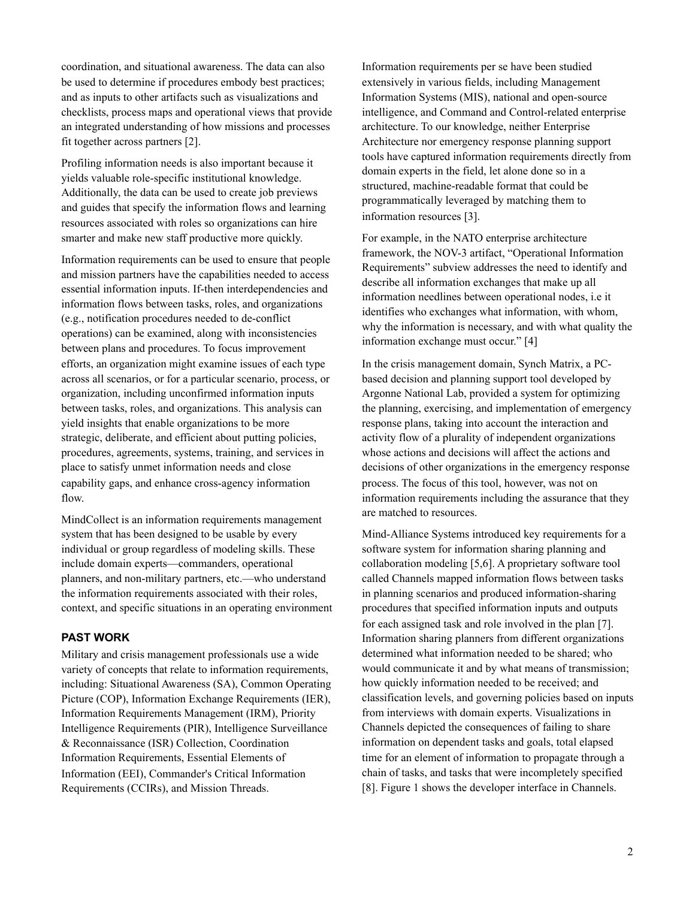coordination, and situational awareness. The data can also be used to determine if procedures embody best practices; and as inputs to other artifacts such as visualizations and checklists, process maps and operational views that provide an integrated understanding of how missions and processes fit together across partners [2].

Profiling information needs is also important because it yields valuable role-specific institutional knowledge. Additionally, the data can be used to create job previews and guides that specify the information flows and learning resources associated with roles so organizations can hire smarter and make new staff productive more quickly.

Information requirements can be used to ensure that people and mission partners have the capabilities needed to access essential information inputs. If-then interdependencies and information flows between tasks, roles, and organizations (e.g., notification procedures needed to de-conflict operations) can be examined, along with inconsistencies between plans and procedures. To focus improvement efforts, an organization might examine issues of each type across all scenarios, or for a particular scenario, process, or organization, including unconfirmed information inputs between tasks, roles, and organizations. This analysis can yield insights that enable organizations to be more strategic, deliberate, and efficient about putting policies, procedures, agreements, systems, training, and services in place to satisfy unmet information needs and close capability gaps, and enhance cross-agency information flow.

MindCollect is an information requirements management system that has been designed to be usable by every individual or group regardless of modeling skills. These include domain experts—commanders, operational planners, and non-military partners, etc.—who understand the information requirements associated with their roles, context, and specific situations in an operating environment

## PAST WORK

Military and crisis management professionals use a wide variety of concepts that relate to information requirements, including: Situational Awareness (SA), Common Operating Picture (COP), Information Exchange Requirements (IER), Information Requirements Management (IRM), Priority Intelligence Requirements (PIR), Intelligence Surveillance & Reconnaissance (ISR) Collection, Coordination Information Requirements, Essential Elements of Information (EEI), Commander's Critical Information Requirements (CCIRs), and Mission Threads.

Information requirements per se have been studied extensively in various fields, including Management Information Systems (MIS), national and open-source intelligence, and Command and Control-related enterprise architecture. To our knowledge, neither Enterprise Architecture nor emergency response planning support tools have captured information requirements directly from domain experts in the field, let alone done so in a structured, machine-readable format that could be programmatically leveraged by matching them to information resources [3].

For example, in the NATO enterprise architecture framework, the NOV-3 artifact, "Operational Information Requirements" subview addresses the need to identify and describe all information exchanges that make up all information needlines between operational nodes, i.e it identifies who exchanges what information, with whom, why the information is necessary, and with what quality the information exchange must occur." [4]

In the crisis management domain, Synch Matrix, a PC-based decision and planning support tool developed by Argonne National Lab, provided a system for optimizing the planning, exercising, and implementation of emergency response plans, taking into account the interaction and activity flow of a plurality of independent organizations whose actions and decisions will affect the actions and decisions of other organizations in the emergency response process. The focus of this tool, however, was not on information requirements including the assurance that they are matched to resources.

Mind-Alliance Systems introduced key requirements for a software system for information sharing planning and collaboration modeling [5,6]. A proprietary software tool called Channels mapped information flows between tasks in planning scenarios and produced information-sharing procedures that specified information inputs and outputs for each assigned task and role involved in the plan [7]. Information sharing planners from different organizations determined what information needed to be shared; who would communicate it and by what means of transmission; how quickly information needed to be received; and classification levels, and governing policies based on inputs from interviews with domain experts. Visualizations in Channels depicted the consequences of failing to share information on dependent tasks and goals, total elapsed time for an element of information to propagate through a chain of tasks, and tasks that were incompletely specified [8]. Figure 1 shows the developer interface in Channels.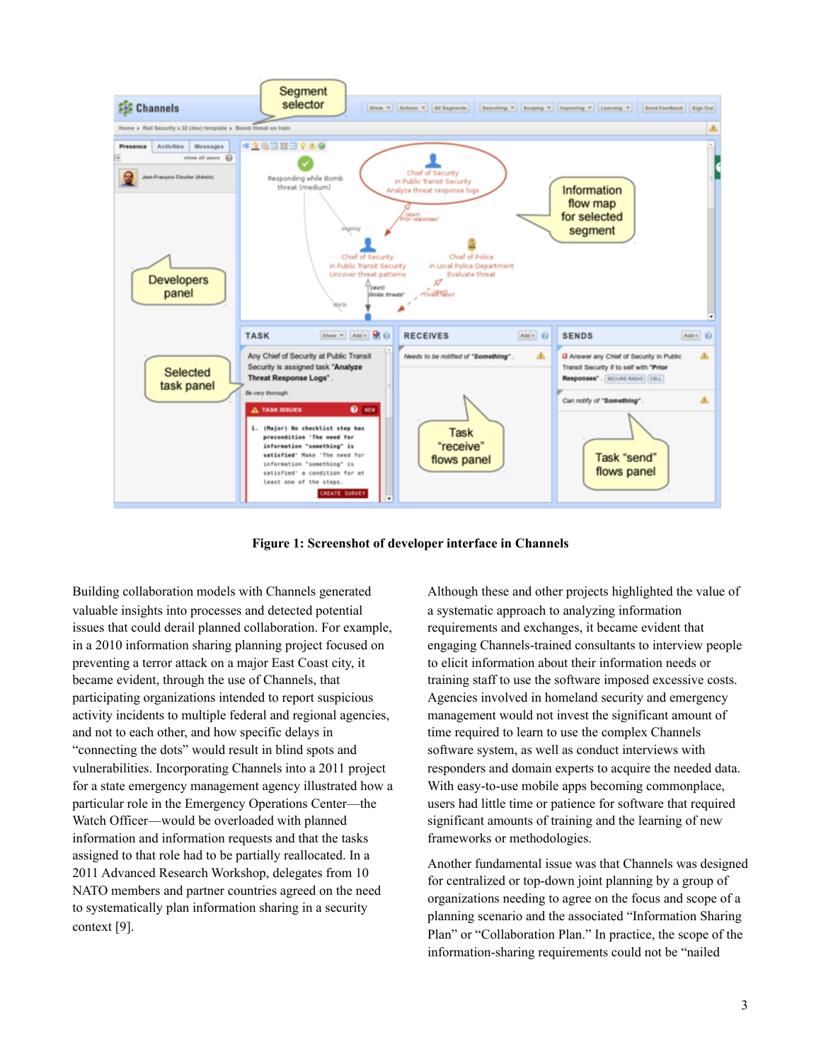**Figure 1: Screenshot of developer interface in Channels**

Building collaboration models with Channels generated valuable insights into processes and detected potential issues that could derail planned collaboration. For example, in a 2010 information sharing planning project focused on preventing a terror attack on a major East Coast city, it became evident, through the use of Channels, that participating organizations intended to report suspicious activity incidents to multiple federal and regional agencies, and not to each other, and how specific delays in "connecting the dots" would result in blind spots and vulnerabilities. Incorporating Channels into a 2011 project for a state emergency management agency illustrated how a particular role in the Emergency Operations Center—the Watch Officer—would be overloaded with planned information and information requests and that the tasks assigned to that role had to be partially reallocated. In a 2011 Advanced Research Workshop, delegates from 10 NATO members and partner countries agreed on the need to systematically plan information sharing in a security context [9].

Although these and other projects highlighted the value of a systematic approach to analyzing information requirements and exchanges, it became evident that engaging Channels-trained consultants to interview people to elicit information about their information needs or training staff to use the software imposed excessive costs. Agencies involved in homeland security and emergency management would not invest the significant amount of time required to learn to use the complex Channels software system, as well as conduct interviews with responders and domain experts to acquire the needed data. With easy-to-use mobile apps becoming commonplace, users had little time or patience for software that required significant amounts of training and the learning of new frameworks or methodologies.

Another fundamental issue was that Channels was designed for centralized or top-down joint planning by a group of organizations needing to agree on the focus and scope of a planning scenario and the associated "Information Sharing Plan" or "Collaboration Plan." In practice, the scope of the information-sharing requirements could not be "nailed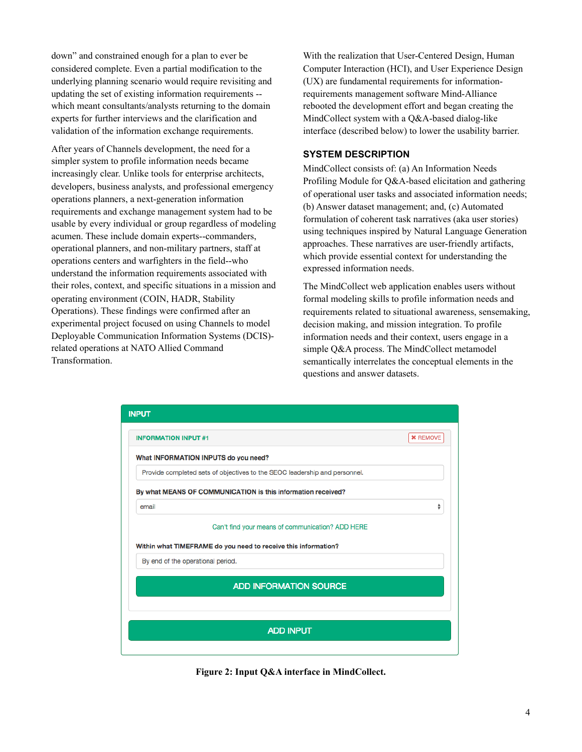down" and constrained enough for a plan to ever be considered complete. Even a partial modification to the underlying planning scenario would require revisiting and updating the set of existing information requirements -- which meant consultants/analysts returning to the domain experts for further interviews and the clarification and validation of the information exchange requirements.

After years of Channels development, the need for a simpler system to profile information needs became increasingly clear. Unlike tools for enterprise architects, developers, business analysts, and professional emergency operations planners, a next-generation information requirements and exchange management system had to be usable by every individual or group regardless of modeling acumen. These include domain experts--commanders, operational planners, and non-military partners, staff at operations centers and warfighters in the field--who understand the information requirements associated with their roles, context, and specific situations in a mission and operating environment (COIN, HADR, Stability Operations). These findings were confirmed after an experimental project focused on using Channels to model Deployable Communication Information Systems (DCIS)-related operations at NATO Allied Command Transformation.

With the realization that User-Centered Design, Human Computer Interaction (HCI), and User Experience Design (UX) are fundamental requirements for information-requirements management software Mind-Alliance rebooted the development effort and began creating the MindCollect system with a Q&A-based dialog-like interface (described below) to lower the usability barrier.

## SYSTEM DESCRIPTION

MindCollect consists of: (a) An Information Needs Profiling Module for Q&A-based elicitation and gathering of operational user tasks and associated information needs; (b) Answer dataset management; and, (c) Automated formulation of coherent task narratives (aka user stories) using techniques inspired by Natural Language Generation approaches. These narratives are user-friendly artifacts, which provide essential context for understanding the expressed information needs.

The MindCollect web application enables users without formal modeling skills to profile information needs and requirements related to situational awareness, sensemaking, decision making, and mission integration. To profile information needs and their context, users engage in a simple Q&A process. The MindCollect metamodel semantically interrelates the conceptual elements in the questions and answer datasets.

**INPUT**

**INFORMATION INPUT #1** ✖ REMOVE

**What INFORMATION INPUTS do you need?**

Provide completed sets of objectives to the SEOC leadership and personnel.

**By what MEANS OF COMMUNICATION is this information received?**

email

Can't find your means of communication? ADD HERE

**Within what TIMEFRAME do you need to receive this information?**

By end of the operational period.

ADD INFORMATION SOURCE

ADD INPUT

**Figure 2: Input Q&A interface in MindCollect.**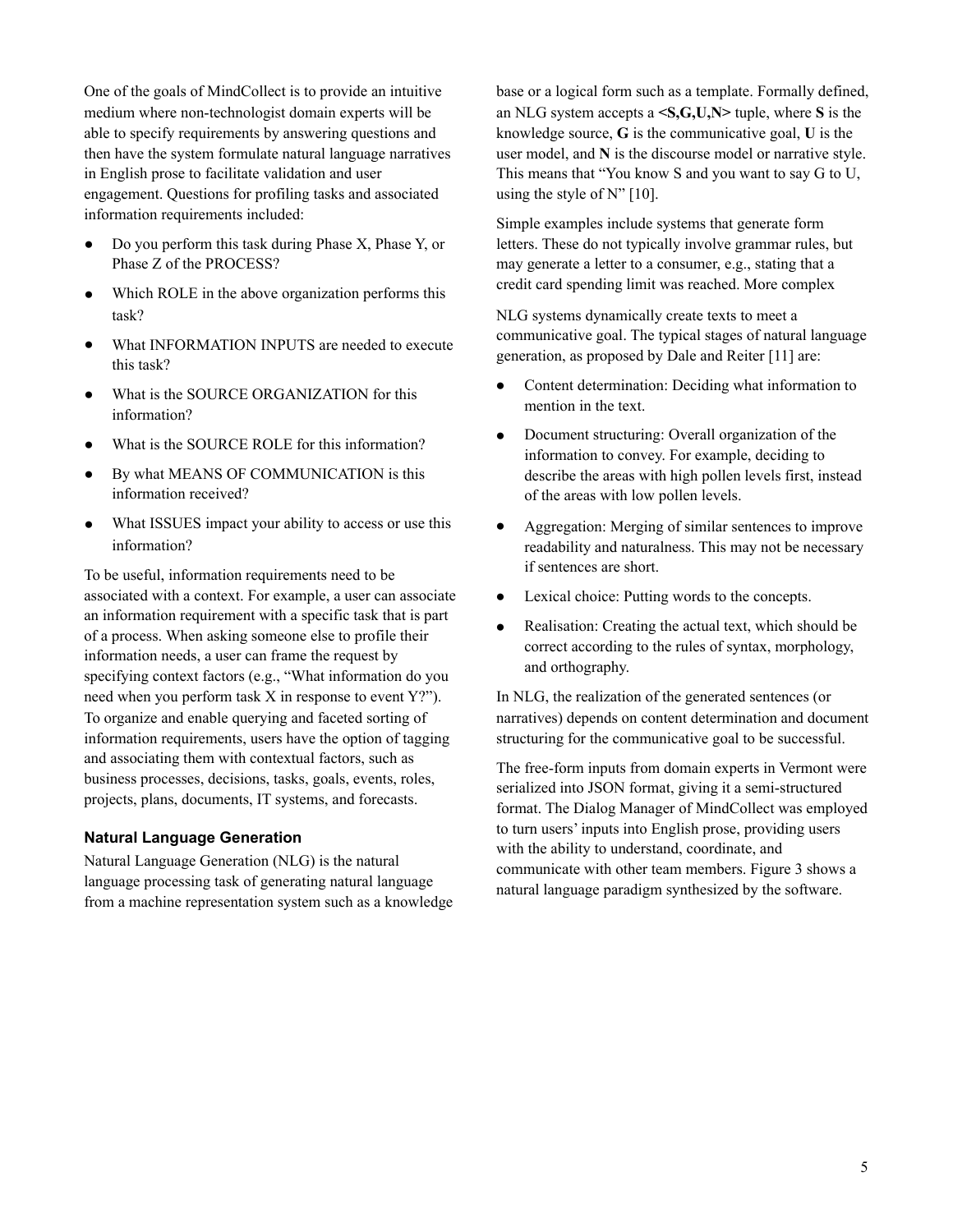One of the goals of MindCollect is to provide an intuitive medium where non-technologist domain experts will be able to specify requirements by answering questions and then have the system formulate natural language narratives in English prose to facilitate validation and user engagement. Questions for profiling tasks and associated information requirements included:

- Do you perform this task during Phase X, Phase Y, or Phase Z of the PROCESS?
- Which ROLE in the above organization performs this task?
- What INFORMATION INPUTS are needed to execute this task?
- What is the SOURCE ORGANIZATION for this information?
- What is the SOURCE ROLE for this information?
- By what MEANS OF COMMUNICATION is this information received?
- What ISSUES impact your ability to access or use this information?

To be useful, information requirements need to be associated with a context. For example, a user can associate an information requirement with a specific task that is part of a process. When asking someone else to profile their information needs, a user can frame the request by specifying context factors (e.g., "What information do you need when you perform task X in response to event Y?"). To organize and enable querying and faceted sorting of information requirements, users have the option of tagging and associating them with contextual factors, such as business processes, decisions, tasks, goals, events, roles, projects, plans, documents, IT systems, and forecasts.

### Natural Language Generation

Natural Language Generation (NLG) is the natural language processing task of generating natural language from a machine representation system such as a knowledge base or a logical form such as a template. Formally defined, an NLG system accepts a **<S,G,U,N>** tuple, where **S** is the knowledge source, **G** is the communicative goal, **U** is the user model, and **N** is the discourse model or narrative style. This means that "You know S and you want to say G to U, using the style of N" [10].

Simple examples include systems that generate form letters. These do not typically involve grammar rules, but may generate a letter to a consumer, e.g., stating that a credit card spending limit was reached. More complex

NLG systems dynamically create texts to meet a communicative goal. The typical stages of natural language generation, as proposed by Dale and Reiter [11] are:

- Content determination: Deciding what information to mention in the text.
- Document structuring: Overall organization of the information to convey. For example, deciding to describe the areas with high pollen levels first, instead of the areas with low pollen levels.
- Aggregation: Merging of similar sentences to improve readability and naturalness. This may not be necessary if sentences are short.
- Lexical choice: Putting words to the concepts.
- Realisation: Creating the actual text, which should be correct according to the rules of syntax, morphology, and orthography.

In NLG, the realization of the generated sentences (or narratives) depends on content determination and document structuring for the communicative goal to be successful.

The free-form inputs from domain experts in Vermont were serialized into JSON format, giving it a semi-structured format. The Dialog Manager of MindCollect was employed to turn users' inputs into English prose, providing users with the ability to understand, coordinate, and communicate with other team members. Figure 3 shows a natural language paradigm synthesized by the software.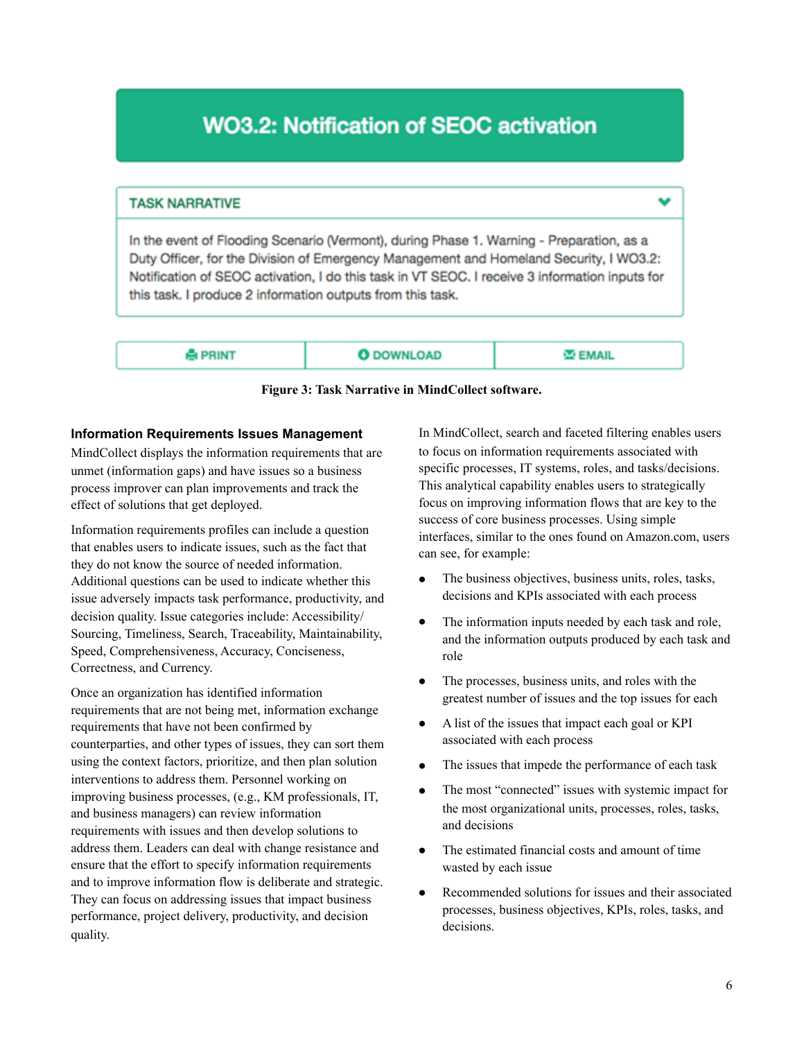WO3.2: Notification of SEOC activation

TASK NARRATIVE

In the event of Flooding Scenario (Vermont), during Phase 1. Warning - Preparation, as a Duty Officer, for the Division of Emergency Management and Homeland Security, I WO3.2: Notification of SEOC activation, I do this task in VT SEOC. I receive 3 information inputs for this task. I produce 2 information outputs from this task.

PRINT | DOWNLOAD | EMAIL

**Figure 3: Task Narrative in MindCollect software.**

### Information Requirements Issues Management

MindCollect displays the information requirements that are unmet (information gaps) and have issues so a business process improver can plan improvements and track the effect of solutions that get deployed.

Information requirements profiles can include a question that enables users to indicate issues, such as the fact that they do not know the source of needed information. Additional questions can be used to indicate whether this issue adversely impacts task performance, productivity, and decision quality. Issue categories include: Accessibility/ Sourcing, Timeliness, Search, Traceability, Maintainability, Speed, Comprehensiveness, Accuracy, Conciseness, Correctness, and Currency.

Once an organization has identified information requirements that are not being met, information exchange requirements that have not been confirmed by counterparties, and other types of issues, they can sort them using the context factors, prioritize, and then plan solution interventions to address them. Personnel working on improving business processes, (e.g., KM professionals, IT, and business managers) can review information requirements with issues and then develop solutions to address them. Leaders can deal with change resistance and ensure that the effort to specify information requirements and to improve information flow is deliberate and strategic. They can focus on addressing issues that impact business performance, project delivery, productivity, and decision quality.

In MindCollect, search and faceted filtering enables users to focus on information requirements associated with specific processes, IT systems, roles, and tasks/decisions. This analytical capability enables users to strategically focus on improving information flows that are key to the success of core business processes. Using simple interfaces, similar to the ones found on Amazon.com, users can see, for example:

- The business objectives, business units, roles, tasks, decisions and KPIs associated with each process
- The information inputs needed by each task and role, and the information outputs produced by each task and role
- The processes, business units, and roles with the greatest number of issues and the top issues for each
- A list of the issues that impact each goal or KPI associated with each process
- The issues that impede the performance of each task
- The most "connected" issues with systemic impact for the most organizational units, processes, roles, tasks, and decisions
- The estimated financial costs and amount of time wasted by each issue
- Recommended solutions for issues and their associated processes, business objectives, KPIs, roles, tasks, and decisions.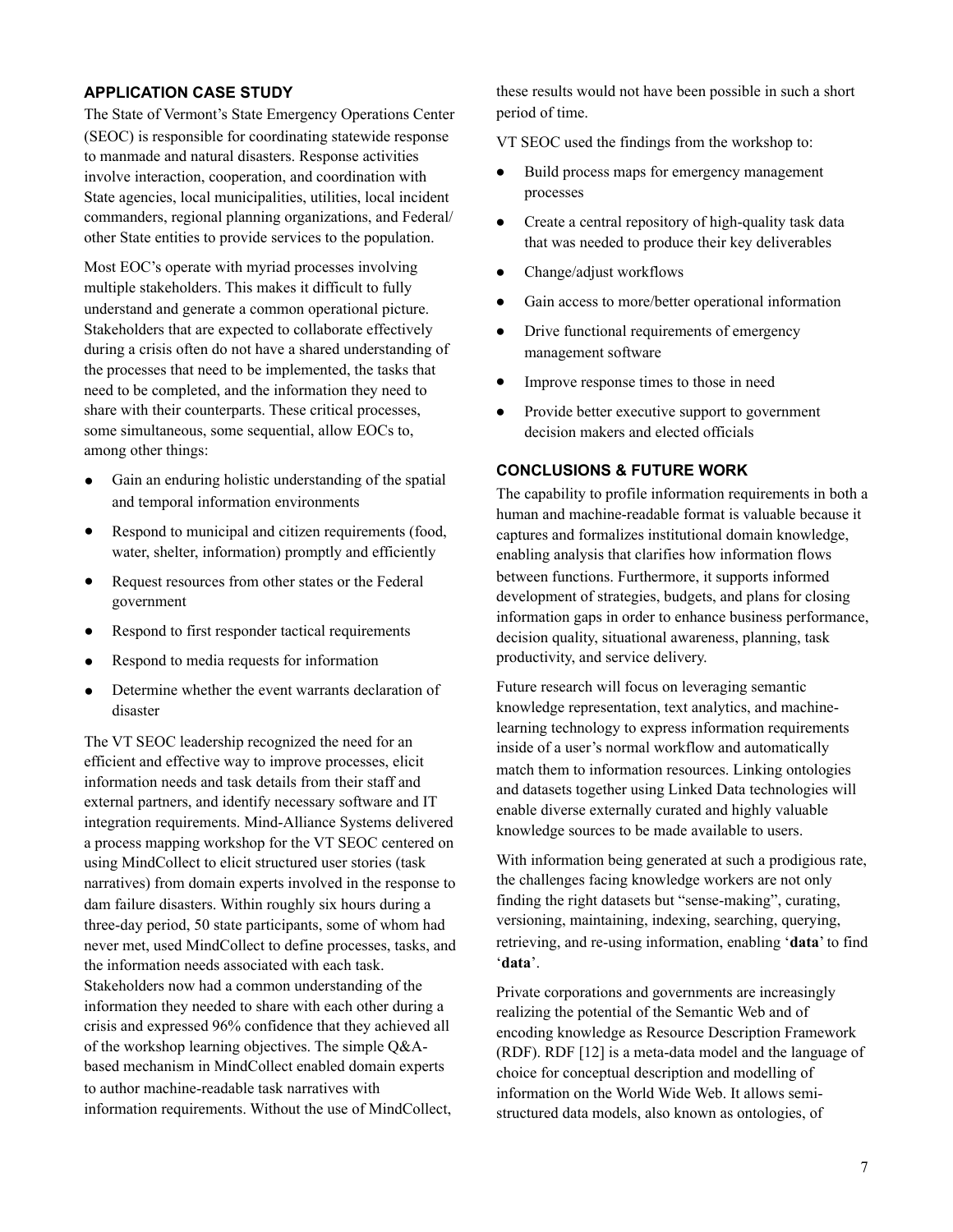## APPLICATION CASE STUDY

The State of Vermont's State Emergency Operations Center (SEOC) is responsible for coordinating statewide response to manmade and natural disasters. Response activities involve interaction, cooperation, and coordination with State agencies, local municipalities, utilities, local incident commanders, regional planning organizations, and Federal/other State entities to provide services to the population.

Most EOC's operate with myriad processes involving multiple stakeholders. This makes it difficult to fully understand and generate a common operational picture. Stakeholders that are expected to collaborate effectively during a crisis often do not have a shared understanding of the processes that need to be implemented, the tasks that need to be completed, and the information they need to share with their counterparts. These critical processes, some simultaneous, some sequential, allow EOCs to, among other things:

- Gain an enduring holistic understanding of the spatial and temporal information environments
- Respond to municipal and citizen requirements (food, water, shelter, information) promptly and efficiently
- Request resources from other states or the Federal government
- Respond to first responder tactical requirements
- Respond to media requests for information
- Determine whether the event warrants declaration of disaster

The VT SEOC leadership recognized the need for an efficient and effective way to improve processes, elicit information needs and task details from their staff and external partners, and identify necessary software and IT integration requirements. Mind-Alliance Systems delivered a process mapping workshop for the VT SEOC centered on using MindCollect to elicit structured user stories (task narratives) from domain experts involved in the response to dam failure disasters. Within roughly six hours during a three-day period, 50 state participants, some of whom had never met, used MindCollect to define processes, tasks, and the information needs associated with each task. Stakeholders now had a common understanding of the information they needed to share with each other during a crisis and expressed 96% confidence that they achieved all of the workshop learning objectives. The simple Q&A-based mechanism in MindCollect enabled domain experts to author machine-readable task narratives with information requirements. Without the use of MindCollect, these results would not have been possible in such a short period of time.

VT SEOC used the findings from the workshop to:

- Build process maps for emergency management processes
- Create a central repository of high-quality task data that was needed to produce their key deliverables
- Change/adjust workflows
- Gain access to more/better operational information
- Drive functional requirements of emergency management software
- Improve response times to those in need
- Provide better executive support to government decision makers and elected officials

## CONCLUSIONS & FUTURE WORK

The capability to profile information requirements in both a human and machine-readable format is valuable because it captures and formalizes institutional domain knowledge, enabling analysis that clarifies how information flows between functions. Furthermore, it supports informed development of strategies, budgets, and plans for closing information gaps in order to enhance business performance, decision quality, situational awareness, planning, task productivity, and service delivery.

Future research will focus on leveraging semantic knowledge representation, text analytics, and machine-learning technology to express information requirements inside of a user's normal workflow and automatically match them to information resources. Linking ontologies and datasets together using Linked Data technologies will enable diverse externally curated and highly valuable knowledge sources to be made available to users.

With information being generated at such a prodigious rate, the challenges facing knowledge workers are not only finding the right datasets but "sense-making", curating, versioning, maintaining, indexing, searching, querying, retrieving, and re-using information, enabling '**data**' to find '**data**'.

Private corporations and governments are increasingly realizing the potential of the Semantic Web and of encoding knowledge as Resource Description Framework (RDF). RDF [12] is a meta-data model and the language of choice for conceptual description and modelling of information on the World Wide Web. It allows semi-structured data models, also known as ontologies, of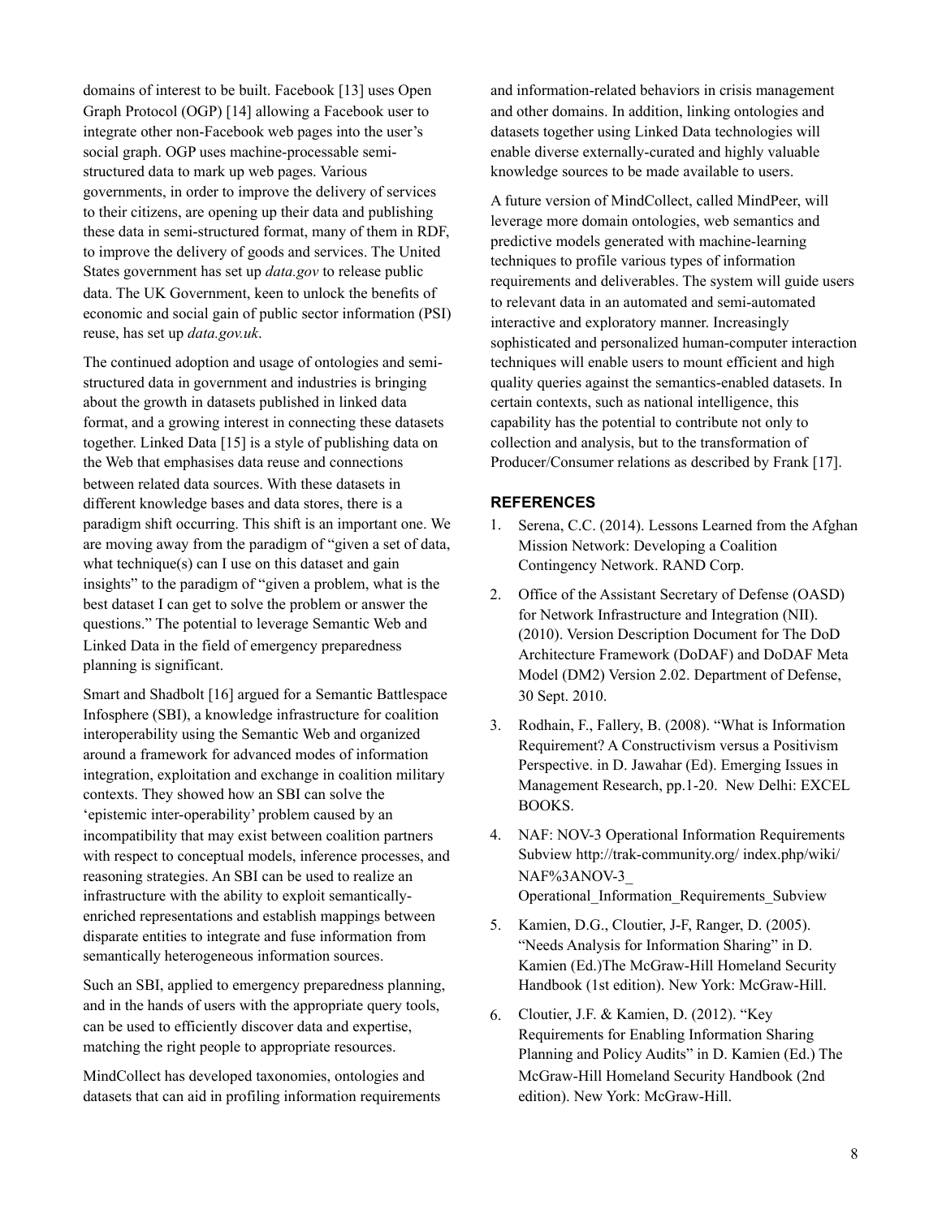domains of interest to be built. Facebook [13] uses Open Graph Protocol (OGP) [14] allowing a Facebook user to integrate other non-Facebook web pages into the user's social graph. OGP uses machine-processable semi-structured data to mark up web pages. Various governments, in order to improve the delivery of services to their citizens, are opening up their data and publishing these data in semi-structured format, many of them in RDF, to improve the delivery of goods and services. The United States government has set up *data.gov* to release public data. The UK Government, keen to unlock the benefits of economic and social gain of public sector information (PSI) reuse, has set up *data.gov.uk*.

The continued adoption and usage of ontologies and semi-structured data in government and industries is bringing about the growth in datasets published in linked data format, and a growing interest in connecting these datasets together. Linked Data [15] is a style of publishing data on the Web that emphasises data reuse and connections between related data sources. With these datasets in different knowledge bases and data stores, there is a paradigm shift occurring. This shift is an important one. We are moving away from the paradigm of "given a set of data, what technique(s) can I use on this dataset and gain insights" to the paradigm of "given a problem, what is the best dataset I can get to solve the problem or answer the questions." The potential to leverage Semantic Web and Linked Data in the field of emergency preparedness planning is significant.

Smart and Shadbolt [16] argued for a Semantic Battlespace Infosphere (SBI), a knowledge infrastructure for coalition interoperability using the Semantic Web and organized around a framework for advanced modes of information integration, exploitation and exchange in coalition military contexts. They showed how an SBI can solve the 'epistemic inter-operability' problem caused by an incompatibility that may exist between coalition partners with respect to conceptual models, inference processes, and reasoning strategies. An SBI can be used to realize an infrastructure with the ability to exploit semantically-enriched representations and establish mappings between disparate entities to integrate and fuse information from semantically heterogeneous information sources.

Such an SBI, applied to emergency preparedness planning, and in the hands of users with the appropriate query tools, can be used to efficiently discover data and expertise, matching the right people to appropriate resources.

MindCollect has developed taxonomies, ontologies and datasets that can aid in profiling information requirements and information-related behaviors in crisis management and other domains. In addition, linking ontologies and datasets together using Linked Data technologies will enable diverse externally-curated and highly valuable knowledge sources to be made available to users.

A future version of MindCollect, called MindPeer, will leverage more domain ontologies, web semantics and predictive models generated with machine-learning techniques to profile various types of information requirements and deliverables. The system will guide users to relevant data in an automated and semi-automated interactive and exploratory manner. Increasingly sophisticated and personalized human-computer interaction techniques will enable users to mount efficient and high quality queries against the semantics-enabled datasets. In certain contexts, such as national intelligence, this capability has the potential to contribute not only to collection and analysis, but to the transformation of Producer/Consumer relations as described by Frank [17].

## REFERENCES

1. Serena, C.C. (2014). Lessons Learned from the Afghan Mission Network: Developing a Coalition Contingency Network. RAND Corp.
2. Office of the Assistant Secretary of Defense (OASD) for Network Infrastructure and Integration (NII). (2010). Version Description Document for The DoD Architecture Framework (DoDAF) and DoDAF Meta Model (DM2) Version 2.02. Department of Defense, 30 Sept. 2010.
3. Rodhain, F., Fallery, B. (2008). "What is Information Requirement? A Constructivism versus a Positivism Perspective. in D. Jawahar (Ed). Emerging Issues in Management Research, pp.1-20. New Delhi: EXCEL BOOKS.
4. NAF: NOV-3 Operational Information Requirements Subview http://trak-community.org/ index.php/wiki/ NAF%3ANOV-3_ Operational_Information_Requirements_Subview
5. Kamien, D.G., Cloutier, J-F, Ranger, D. (2005). "Needs Analysis for Information Sharing" in D. Kamien (Ed.)The McGraw-Hill Homeland Security Handbook (1st edition). New York: McGraw-Hill.
6. Cloutier, J.F. & Kamien, D. (2012). "Key Requirements for Enabling Information Sharing Planning and Policy Audits" in D. Kamien (Ed.) The McGraw-Hill Homeland Security Handbook (2nd edition). New York: McGraw-Hill.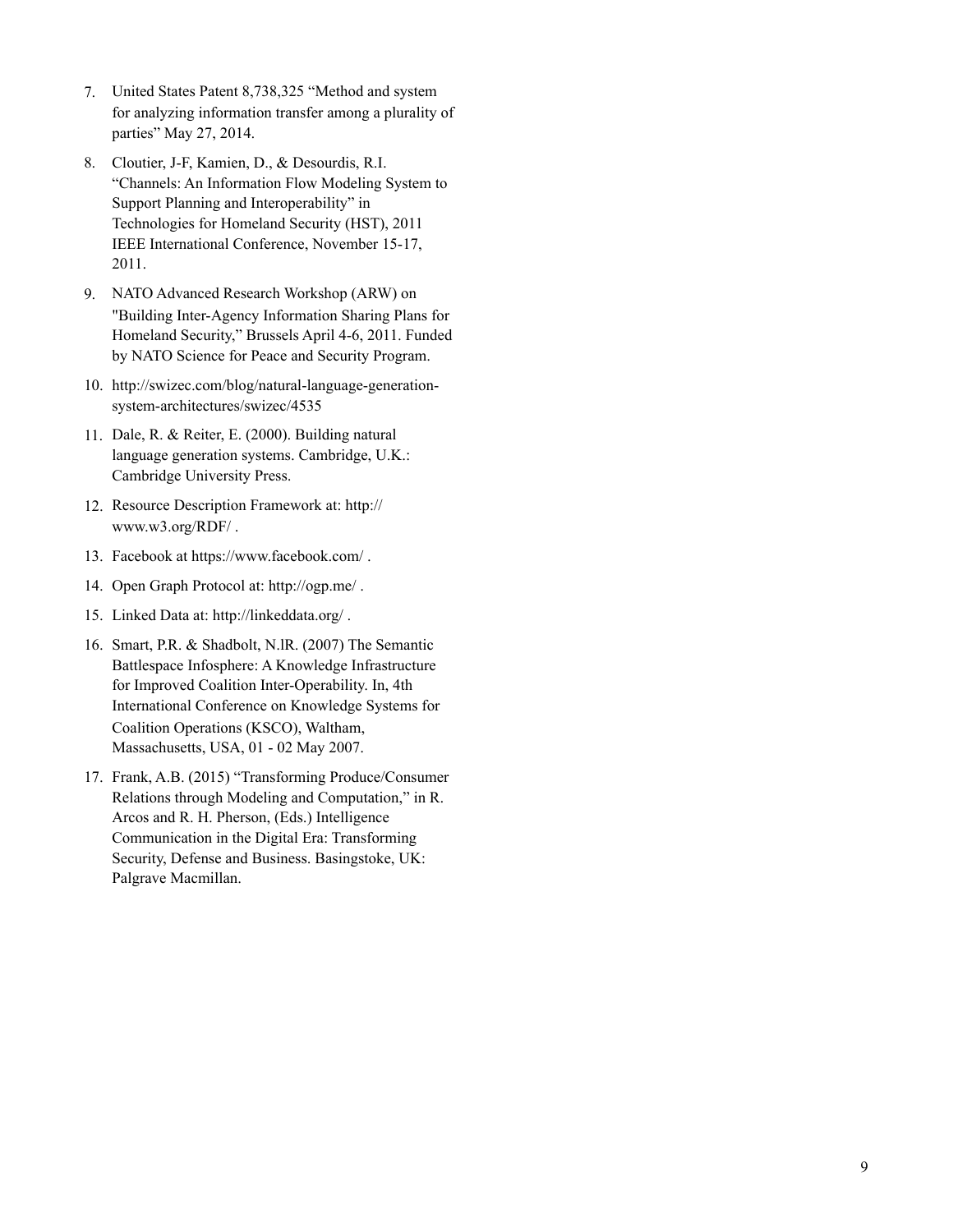7. United States Patent 8,738,325 "Method and system for analyzing information transfer among a plurality of parties" May 27, 2014.

8. Cloutier, J-F, Kamien, D., & Desourdis, R.I. "Channels: An Information Flow Modeling System to Support Planning and Interoperability" in Technologies for Homeland Security (HST), 2011 IEEE International Conference, November 15-17, 2011.

9. NATO Advanced Research Workshop (ARW) on "Building Inter-Agency Information Sharing Plans for Homeland Security," Brussels April 4-6, 2011. Funded by NATO Science for Peace and Security Program.

10. http://swizec.com/blog/natural-language-generation-system-architectures/swizec/4535

11. Dale, R. & Reiter, E. (2000). Building natural language generation systems. Cambridge, U.K.: Cambridge University Press.

12. Resource Description Framework at: http://www.w3.org/RDF/ .

13. Facebook at https://www.facebook.com/ .

14. Open Graph Protocol at: http://ogp.me/ .

15. Linked Data at: http://linkeddata.org/ .

16. Smart, P.R. & Shadbolt, N.lR. (2007) The Semantic Battlespace Infosphere: A Knowledge Infrastructure for Improved Coalition Inter-Operability. In, 4th International Conference on Knowledge Systems for Coalition Operations (KSCO), Waltham, Massachusetts, USA, 01 - 02 May 2007.

17. Frank, A.B. (2015) "Transforming Produce/Consumer Relations through Modeling and Computation," in R. Arcos and R. H. Pherson, (Eds.) Intelligence Communication in the Digital Era: Transforming Security, Defense and Business. Basingstoke, UK: Palgrave Macmillan.